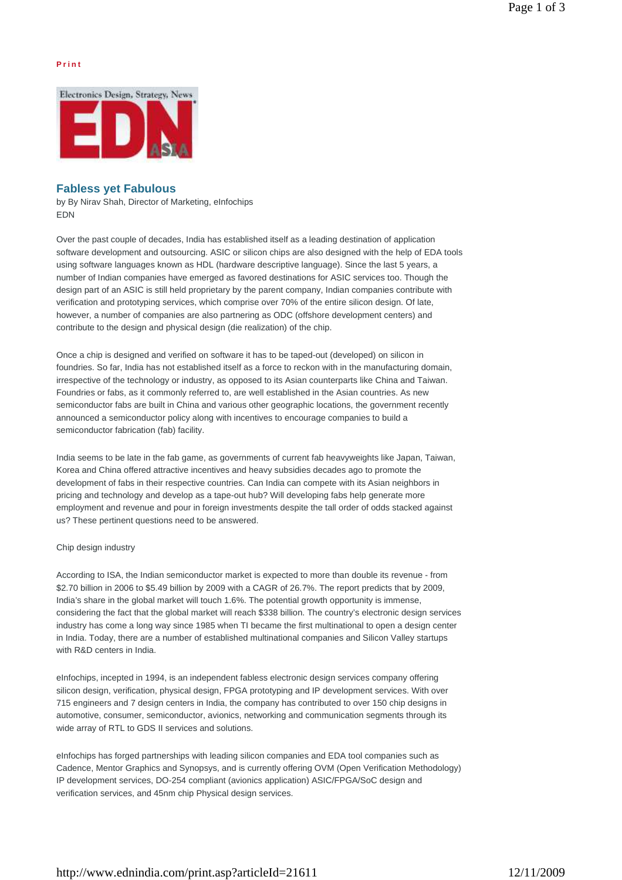Print

# Fabless yet Fabulous

by By Nirav Shah, Director of Marketing, eInfochips
EDN

Over the past couple of decades, India has established itself as a leading destination of application software development and outsourcing. ASIC or silicon chips are also designed with the help of EDA tools using software languages known as HDL (hardware descriptive language). Since the last 5 years, a number of Indian companies have emerged as favored destinations for ASIC services too. Though the design part of an ASIC is still held proprietary by the parent company, Indian companies contribute with verification and prototyping services, which comprise over 70% of the entire silicon design. Of late, however, a number of companies are also partnering as ODC (offshore development centers) and contribute to the design and physical design (die realization) of the chip.

Once a chip is designed and verified on software it has to be taped-out (developed) on silicon in foundries. So far, India has not established itself as a force to reckon with in the manufacturing domain, irrespective of the technology or industry, as opposed to its Asian counterparts like China and Taiwan. Foundries or fabs, as it commonly referred to, are well established in the Asian countries. As new semiconductor fabs are built in China and various other geographic locations, the government recently announced a semiconductor policy along with incentives to encourage companies to build a semiconductor fabrication (fab) facility.

India seems to be late in the fab game, as governments of current fab heavyweights like Japan, Taiwan, Korea and China offered attractive incentives and heavy subsidies decades ago to promote the development of fabs in their respective countries. Can India can compete with its Asian neighbors in pricing and technology and develop as a tape-out hub? Will developing fabs help generate more employment and revenue and pour in foreign investments despite the tall order of odds stacked against us? These pertinent questions need to be answered.

Chip design industry

According to ISA, the Indian semiconductor market is expected to more than double its revenue - from $2.70 billion in 2006 to $5.49 billion by 2009 with a CAGR of 26.7%. The report predicts that by 2009, India's share in the global market will touch 1.6%. The potential growth opportunity is immense, considering the fact that the global market will reach $338 billion. The country's electronic design services industry has come a long way since 1985 when TI became the first multinational to open a design center in India. Today, there are a number of established multinational companies and Silicon Valley startups with R&D centers in India.

eInfochips, incepted in 1994, is an independent fabless electronic design services company offering silicon design, verification, physical design, FPGA prototyping and IP development services. With over 715 engineers and 7 design centers in India, the company has contributed to over 150 chip designs in automotive, consumer, semiconductor, avionics, networking and communication segments through its wide array of RTL to GDS II services and solutions.

eInfochips has forged partnerships with leading silicon companies and EDA tool companies such as Cadence, Mentor Graphics and Synopsys, and is currently offering OVM (Open Verification Methodology) IP development services, DO-254 compliant (avionics application) ASIC/FPGA/SoC design and verification services, and 45nm chip Physical design services.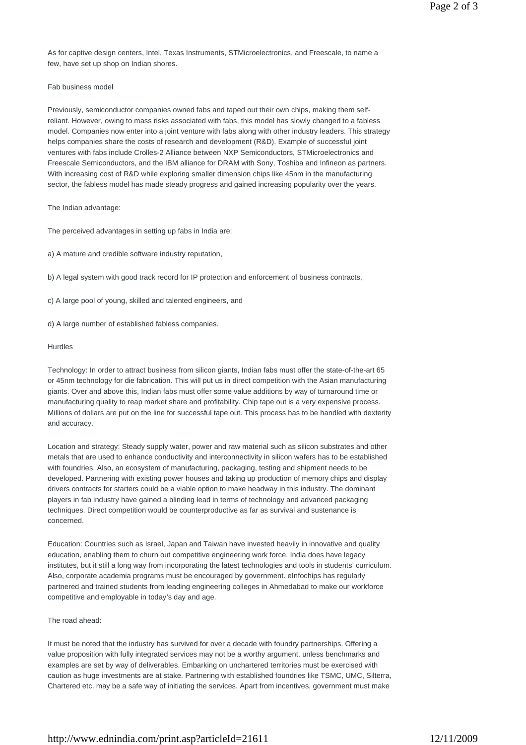As for captive design centers, Intel, Texas Instruments, STMicroelectronics, and Freescale, to name a few, have set up shop on Indian shores.

## Fab business model

Previously, semiconductor companies owned fabs and taped out their own chips, making them self-reliant. However, owing to mass risks associated with fabs, this model has slowly changed to a fabless model. Companies now enter into a joint venture with fabs along with other industry leaders. This strategy helps companies share the costs of research and development (R&D). Example of successful joint ventures with fabs include Crolles-2 Alliance between NXP Semiconductors, STMicroelectronics and Freescale Semiconductors, and the IBM alliance for DRAM with Sony, Toshiba and Infineon as partners. With increasing cost of R&D while exploring smaller dimension chips like 45nm in the manufacturing sector, the fabless model has made steady progress and gained increasing popularity over the years.

## The Indian advantage:

The perceived advantages in setting up fabs in India are:

a) A mature and credible software industry reputation,

b) A legal system with good track record for IP protection and enforcement of business contracts,

c) A large pool of young, skilled and talented engineers, and

d) A large number of established fabless companies.

## Hurdles

Technology: In order to attract business from silicon giants, Indian fabs must offer the state-of-the-art 65 or 45nm technology for die fabrication. This will put us in direct competition with the Asian manufacturing giants. Over and above this, Indian fabs must offer some value additions by way of turnaround time or manufacturing quality to reap market share and profitability. Chip tape out is a very expensive process. Millions of dollars are put on the line for successful tape out. This process has to be handled with dexterity and accuracy.

Location and strategy: Steady supply water, power and raw material such as silicon substrates and other metals that are used to enhance conductivity and interconnectivity in silicon wafers has to be established with foundries. Also, an ecosystem of manufacturing, packaging, testing and shipment needs to be developed. Partnering with existing power houses and taking up production of memory chips and display drivers contracts for starters could be a viable option to make headway in this industry. The dominant players in fab industry have gained a blinding lead in terms of technology and advanced packaging techniques. Direct competition would be counterproductive as far as survival and sustenance is concerned.

Education: Countries such as Israel, Japan and Taiwan have invested heavily in innovative and quality education, enabling them to churn out competitive engineering work force. India does have legacy institutes, but it still a long way from incorporating the latest technologies and tools in students' curriculum. Also, corporate academia programs must be encouraged by government. eInfochips has regularly partnered and trained students from leading engineering colleges in Ahmedabad to make our workforce competitive and employable in today's day and age.

## The road ahead:

It must be noted that the industry has survived for over a decade with foundry partnerships. Offering a value proposition with fully integrated services may not be a worthy argument, unless benchmarks and examples are set by way of deliverables. Embarking on unchartered territories must be exercised with caution as huge investments are at stake. Partnering with established foundries like TSMC, UMC, Silterra, Chartered etc. may be a safe way of initiating the services. Apart from incentives, government must make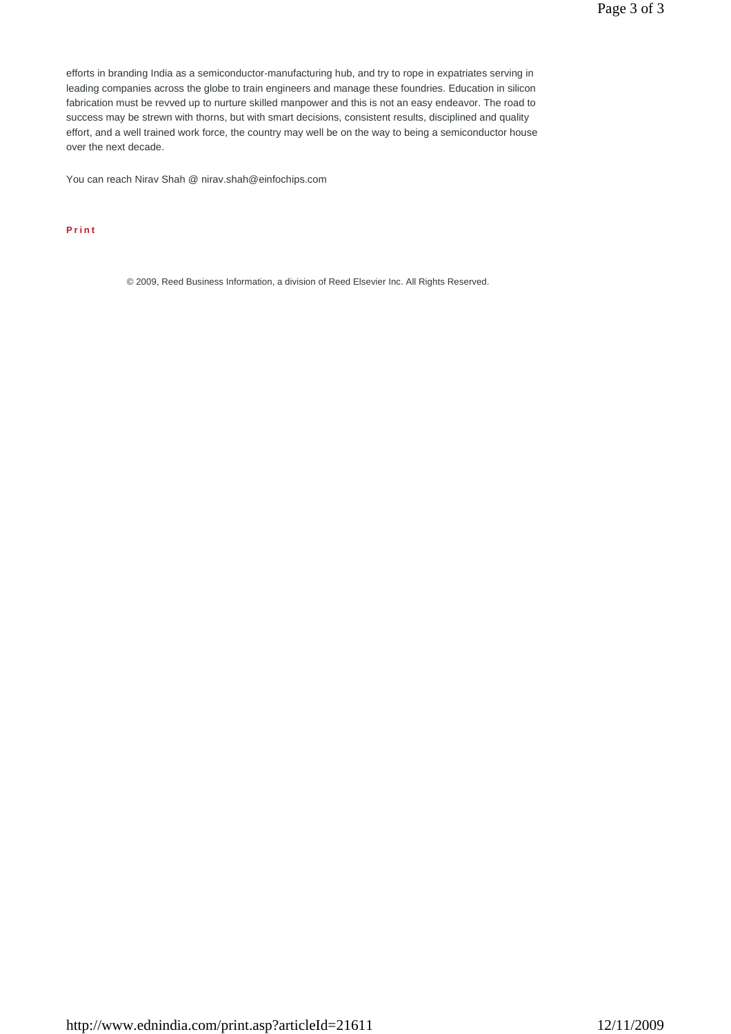efforts in branding India as a semiconductor-manufacturing hub, and try to rope in expatriates serving in leading companies across the globe to train engineers and manage these foundries. Education in silicon fabrication must be revved up to nurture skilled manpower and this is not an easy endeavor. The road to success may be strewn with thorns, but with smart decisions, consistent results, disciplined and quality effort, and a well trained work force, the country may well be on the way to being a semiconductor house over the next decade.

You can reach Nirav Shah @ nirav.shah@einfochips.com

**Print**

© 2009, Reed Business Information, a division of Reed Elsevier Inc. All Rights Reserved.